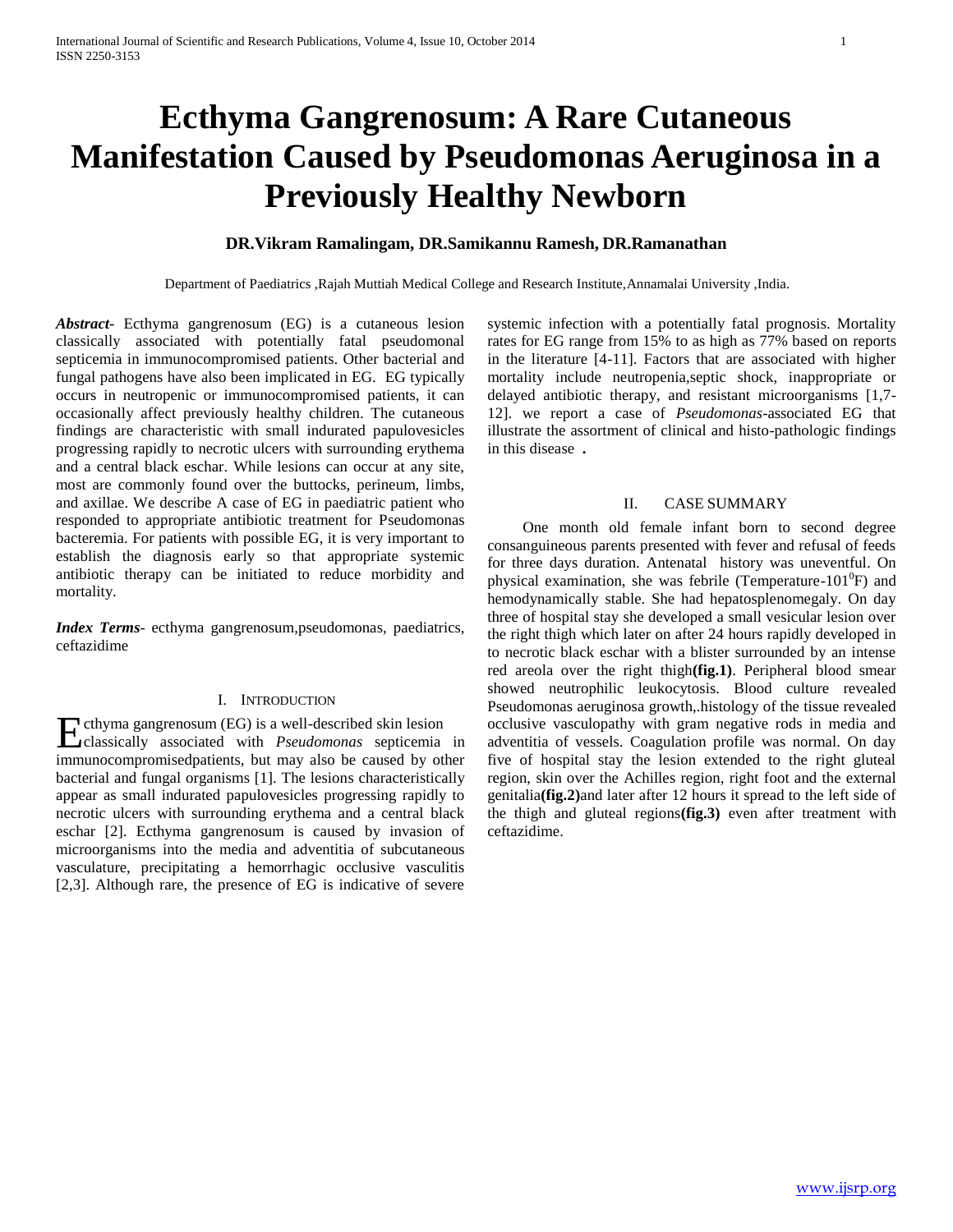# Ecthyma Gangrenosum: A Rare Cutaneous Manifestation Caused by Pseudomonas Aeruginosa in a Previously Healthy Newborn

**DR.Vikram Ramalingam, DR.Samikannu Ramesh, DR.Ramanathan**

Department of Paediatrics ,Rajah Muttiah Medical College and Research Institute,Annamalai University ,India.

***Abstract-*** Ecthyma gangrenosum (EG) is a cutaneous lesion classically associated with potentially fatal pseudomonal septicemia in immunocompromised patients. Other bacterial and fungal pathogens have also been implicated in EG. EG typically occurs in neutropenic or immunocompromised patients, it can occasionally affect previously healthy children. The cutaneous findings are characteristic with small indurated papulovesicles progressing rapidly to necrotic ulcers with surrounding erythema and a central black eschar. While lesions can occur at any site, most are commonly found over the buttocks, perineum, limbs, and axillae. We describe A case of EG in paediatric patient who responded to appropriate antibiotic treatment for Pseudomonas bacteremia. For patients with possible EG, it is very important to establish the diagnosis early so that appropriate systemic antibiotic therapy can be initiated to reduce morbidity and mortality.

***Index Terms*-** ecthyma gangrenosum,pseudomonas, paediatrics, ceftazidime

## I. Introduction

Ecthyma gangrenosum (EG) is a well-described skin lesion classically associated with *Pseudomonas* septicemia in immunocompromisedpatients, but may also be caused by other bacterial and fungal organisms [1]. The lesions characteristically appear as small indurated papulovesicles progressing rapidly to necrotic ulcers with surrounding erythema and a central black eschar [2]. Ecthyma gangrenosum is caused by invasion of microorganisms into the media and adventitia of subcutaneous vasculature, precipitating a hemorrhagic occlusive vasculitis [2,3]. Although rare, the presence of EG is indicative of severe systemic infection with a potentially fatal prognosis. Mortality rates for EG range from 15% to as high as 77% based on reports in the literature [4-11]. Factors that are associated with higher mortality include neutropenia,septic shock, inappropriate or delayed antibiotic therapy, and resistant microorganisms [1,7-12]. we report a case of *Pseudomonas*-associated EG that illustrate the assortment of clinical and histo-pathologic findings in this disease .

## II. Case Summary

One month old female infant born to second degree consanguineous parents presented with fever and refusal of feeds for three days duration. Antenatal history was uneventful. On physical examination, she was febrile (Temperature-$101^0$F) and hemodynamically stable. She had hepatosplenomegaly. On day three of hospital stay she developed a small vesicular lesion over the right thigh which later on after 24 hours rapidly developed in to necrotic black eschar with a blister surrounded by an intense red areola over the right thigh**(fig.1)**. Peripheral blood smear showed neutrophilic leukocytosis. Blood culture revealed Pseudomonas aeruginosa growth,.histology of the tissue revealed occlusive vasculopathy with gram negative rods in media and adventitia of vessels. Coagulation profile was normal. On day five of hospital stay the lesion extended to the right gluteal region, skin over the Achilles region, right foot and the external genitalia**(fig.2)**and later after 12 hours it spread to the left side of the thigh and gluteal regions**(fig.3)** even after treatment with ceftazidime.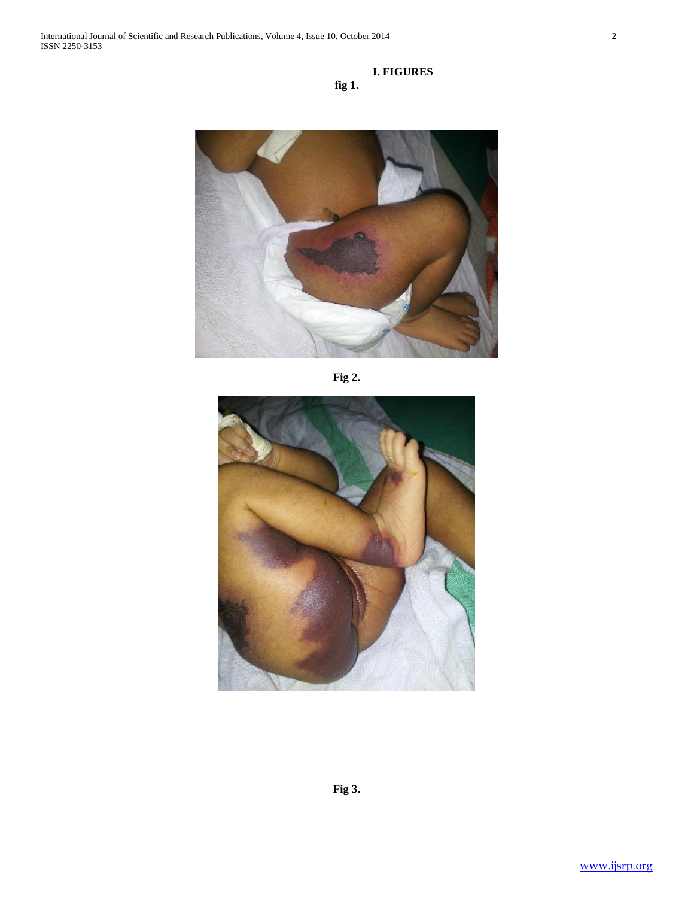## I. FIGURES

**fig 1.**

**Fig 2.**

**Fig 3.**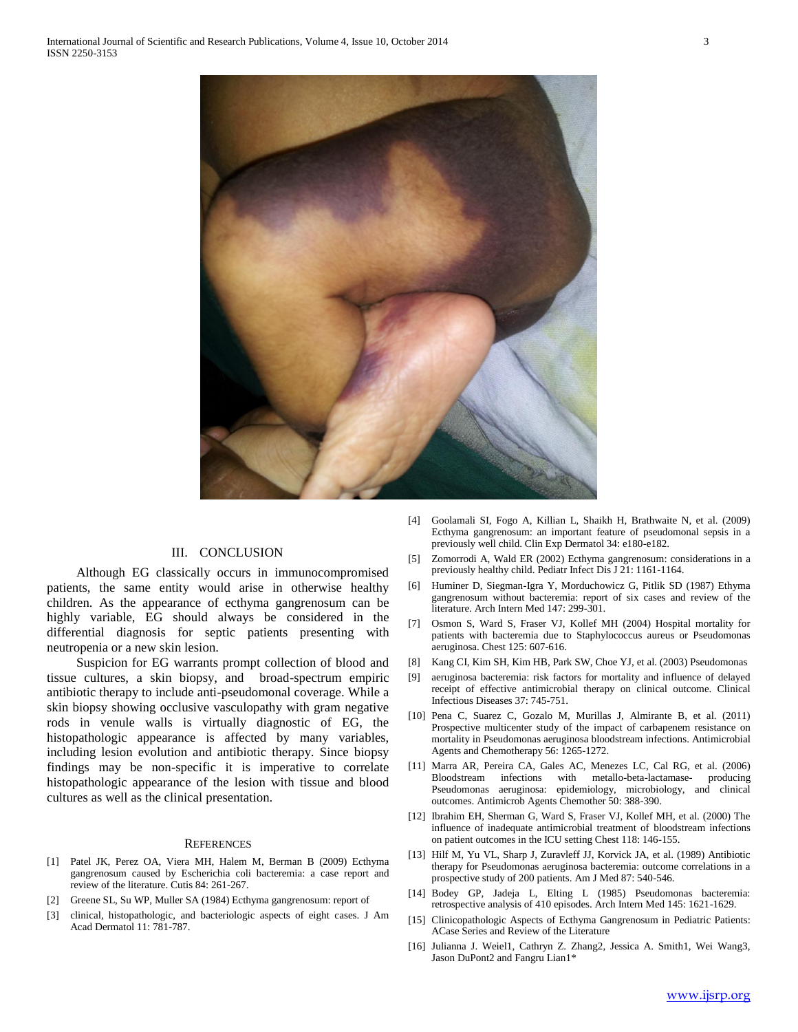## III. CONCLUSION

Although EG classically occurs in immunocompromised patients, the same entity would arise in otherwise healthy children. As the appearance of ecthyma gangrenosum can be highly variable, EG should always be considered in the differential diagnosis for septic patients presenting with neutropenia or a new skin lesion.

Suspicion for EG warrants prompt collection of blood and tissue cultures, a skin biopsy, and broad-spectrum empiric antibiotic therapy to include anti-pseudomonal coverage. While a skin biopsy showing occlusive vasculopathy with gram negative rods in venule walls is virtually diagnostic of EG, the histopathologic appearance is affected by many variables, including lesion evolution and antibiotic therapy. Since biopsy findings may be non-specific it is imperative to correlate histopathologic appearance of the lesion with tissue and blood cultures as well as the clinical presentation.

## REFERENCES

[1] Patel JK, Perez OA, Viera MH, Halem M, Berman B (2009) Ecthyma gangrenosum caused by Escherichia coli bacteremia: a case report and review of the literature. Cutis 84: 261-267.

[2] Greene SL, Su WP, Muller SA (1984) Ecthyma gangrenosum: report of

[3] clinical, histopathologic, and bacteriologic aspects of eight cases. J Am Acad Dermatol 11: 781-787.

[4] Goolamali SI, Fogo A, Killian L, Shaikh H, Brathwaite N, et al. (2009) Ecthyma gangrenosum: an important feature of pseudomonal sepsis in a previously well child. Clin Exp Dermatol 34: e180-e182.

[5] Zomorrodi A, Wald ER (2002) Ecthyma gangrenosum: considerations in a previously healthy child. Pediatr Infect Dis J 21: 1161-1164.

[6] Huminer D, Siegman-Igra Y, Morduchowicz G, Pitlik SD (1987) Ethyma gangrenosum without bacteremia: report of six cases and review of the literature. Arch Intern Med 147: 299-301.

[7] Osmon S, Ward S, Fraser VJ, Kollef MH (2004) Hospital mortality for patients with bacteremia due to Staphylococcus aureus or Pseudomonas aeruginosa. Chest 125: 607-616.

[8] Kang CI, Kim SH, Kim HB, Park SW, Choe YJ, et al. (2003) Pseudomonas

[9] aeruginosa bacteremia: risk factors for mortality and influence of delayed receipt of effective antimicrobial therapy on clinical outcome. Clinical Infectious Diseases 37: 745-751.

[10] Pena C, Suarez C, Gozalo M, Murillas J, Almirante B, et al. (2011) Prospective multicenter study of the impact of carbapenem resistance on mortality in Pseudomonas aeruginosa bloodstream infections. Antimicrobial Agents and Chemotherapy 56: 1265-1272.

[11] Marra AR, Pereira CA, Gales AC, Menezes LC, Cal RG, et al. (2006) Bloodstream infections with metallo-beta-lactamase- producing Pseudomonas aeruginosa: epidemiology, microbiology, and clinical outcomes. Antimicrob Agents Chemother 50: 388-390.

[12] Ibrahim EH, Sherman G, Ward S, Fraser VJ, Kollef MH, et al. (2000) The influence of inadequate antimicrobial treatment of bloodstream infections on patient outcomes in the ICU setting Chest 118: 146-155.

[13] Hilf M, Yu VL, Sharp J, Zuravleff JJ, Korvick JA, et al. (1989) Antibiotic therapy for Pseudomonas aeruginosa bacteremia: outcome correlations in a prospective study of 200 patients. Am J Med 87: 540-546.

[14] Bodey GP, Jadeja L, Elting L (1985) Pseudomonas bacteremia: retrospective analysis of 410 episodes. Arch Intern Med 145: 1621-1629.

[15] Clinicopathologic Aspects of Ecthyma Gangrenosum in Pediatric Patients: ACase Series and Review of the Literature

[16] Julianna J. Weiel1, Cathryn Z. Zhang2, Jessica A. Smith1, Wei Wang3, Jason DuPont2 and Fangru Lian1*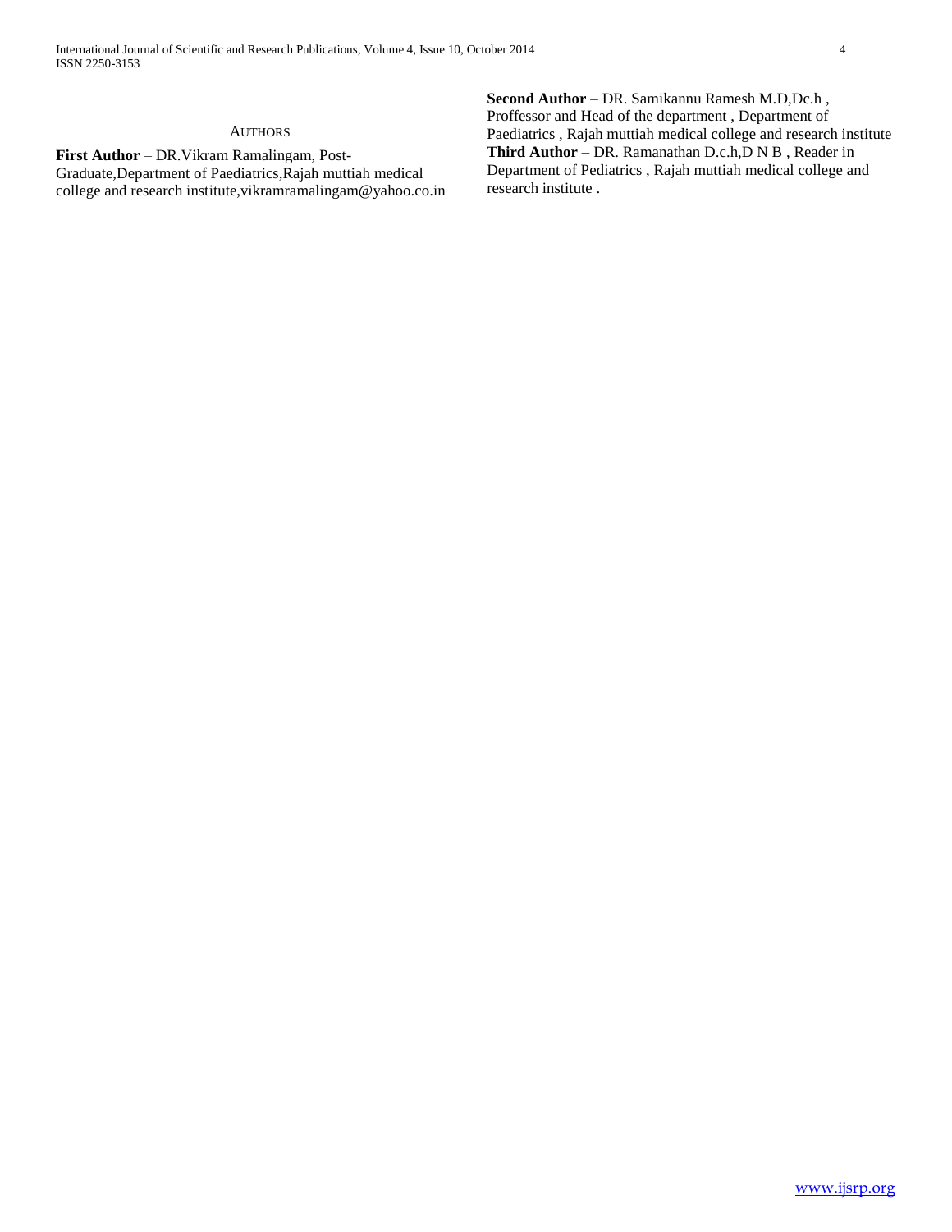## AUTHORS

**First Author** – DR.Vikram Ramalingam, Post-Graduate,Department of Paediatrics,Rajah muttiah medical college and research institute,vikramramalingam@yahoo.co.in

**Second Author** – DR. Samikannu Ramesh M.D,Dc.h , Proffessor and Head of the department , Department of Paediatrics , Rajah muttiah medical college and research institute

**Third Author** – DR. Ramanathan D.c.h,D N B , Reader in Department of Pediatrics , Rajah muttiah medical college and research institute .